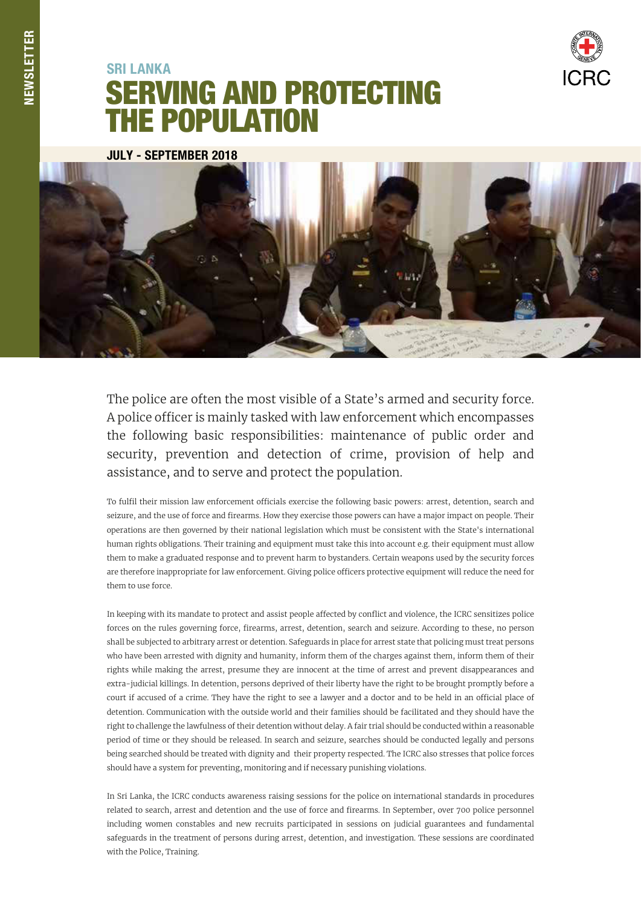NEWSLETTER

## SRI LANKA

# SERVING AND PROTECTING THE POPULATION

ICRC

**JULY - SEPTEMBER 2018**

The police are often the most visible of a State's armed and security force. A police officer is mainly tasked with law enforcement which encompasses the following basic responsibilities: maintenance of public order and security, prevention and detection of crime, provision of help and assistance, and to serve and protect the population.

To fulfil their mission law enforcement officials exercise the following basic powers: arrest, detention, search and seizure, and the use of force and firearms. How they exercise those powers can have a major impact on people. Their operations are then governed by their national legislation which must be consistent with the State's international human rights obligations. Their training and equipment must take this into account e.g. their equipment must allow them to make a graduated response and to prevent harm to bystanders. Certain weapons used by the security forces are therefore inappropriate for law enforcement. Giving police officers protective equipment will reduce the need for them to use force.

In keeping with its mandate to protect and assist people affected by conflict and violence, the ICRC sensitizes police forces on the rules governing force, firearms, arrest, detention, search and seizure. According to these, no person shall be subjected to arbitrary arrest or detention. Safeguards in place for arrest state that policing must treat persons who have been arrested with dignity and humanity, inform them of the charges against them, inform them of their rights while making the arrest, presume they are innocent at the time of arrest and prevent disappearances and extra-judicial killings. In detention, persons deprived of their liberty have the right to be brought promptly before a court if accused of a crime. They have the right to see a lawyer and a doctor and to be held in an official place of detention. Communication with the outside world and their families should be facilitated and they should have the right to challenge the lawfulness of their detention without delay. A fair trial should be conducted within a reasonable period of time or they should be released. In search and seizure, searches should be conducted legally and persons being searched should be treated with dignity and their property respected. The ICRC also stresses that police forces should have a system for preventing, monitoring and if necessary punishing violations.

In Sri Lanka, the ICRC conducts awareness raising sessions for the police on international standards in procedures related to search, arrest and detention and the use of force and firearms. In September, over 700 police personnel including women constables and new recruits participated in sessions on judicial guarantees and fundamental safeguards in the treatment of persons during arrest, detention, and investigation. These sessions are coordinated with the Police, Training.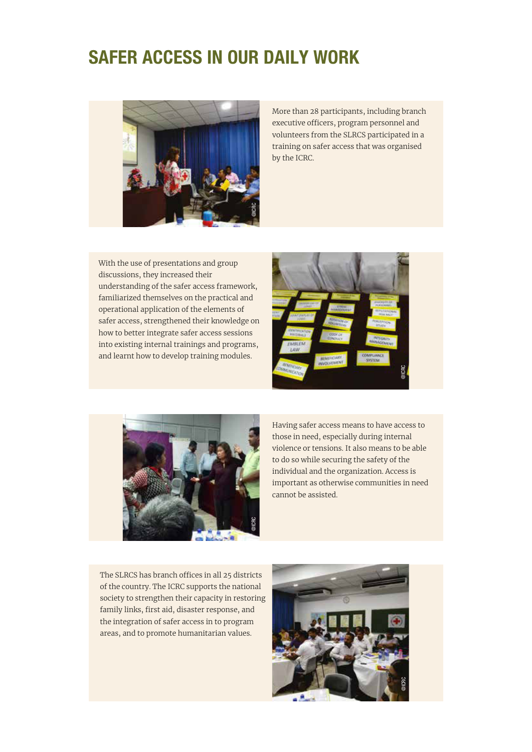# SAFER ACCESS IN OUR DAILY WORK

More than 28 participants, including branch executive officers, program personnel and volunteers from the SLRCS participated in a training on safer access that was organised by the ICRC.

With the use of presentations and group discussions, they increased their understanding of the safer access framework, familiarized themselves on the practical and operational application of the elements of safer access, strengthened their knowledge on how to better integrate safer access sessions into existing internal trainings and programs, and learnt how to develop training modules.

Having safer access means to have access to those in need, especially during internal violence or tensions. It also means to be able to do so while securing the safety of the individual and the organization. Access is important as otherwise communities in need cannot be assisted.

The SLRCS has branch offices in all 25 districts of the country. The ICRC supports the national society to strengthen their capacity in restoring family links, first aid, disaster response, and the integration of safer access in to program areas, and to promote humanitarian values.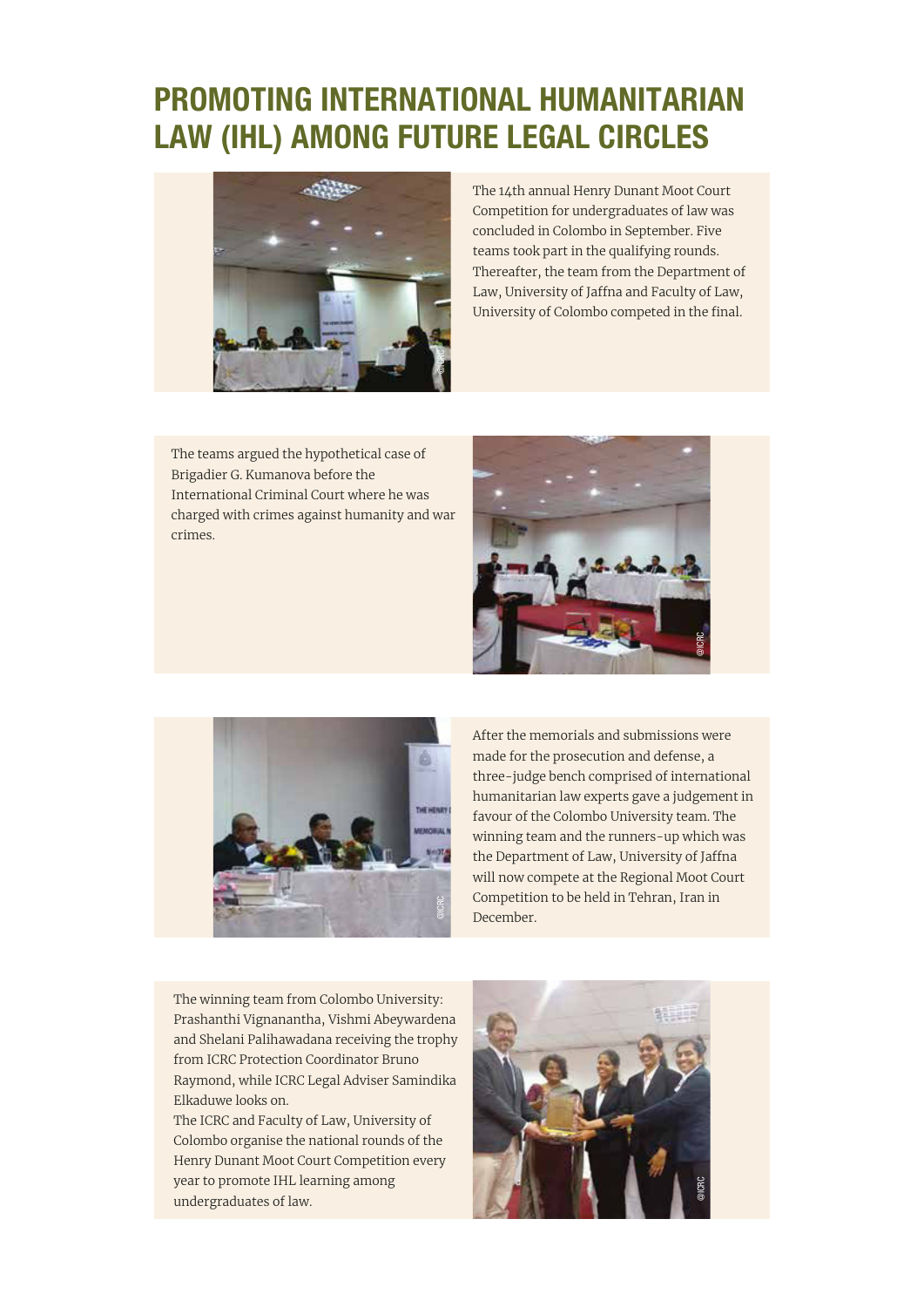# PROMOTING INTERNATIONAL HUMANITARIAN LAW (IHL) AMONG FUTURE LEGAL CIRCLES

The 14th annual Henry Dunant Moot Court Competition for undergraduates of law was concluded in Colombo in September. Five teams took part in the qualifying rounds. Thereafter, the team from the Department of Law, University of Jaffna and Faculty of Law, University of Colombo competed in the final.

The teams argued the hypothetical case of Brigadier G. Kumanova before the International Criminal Court where he was charged with crimes against humanity and war crimes.

After the memorials and submissions were made for the prosecution and defense, a three-judge bench comprised of international humanitarian law experts gave a judgement in favour of the Colombo University team. The winning team and the runners-up which was the Department of Law, University of Jaffna will now compete at the Regional Moot Court Competition to be held in Tehran, Iran in December.

The winning team from Colombo University: Prashanthi Vignanantha, Vishmi Abeywardena and Shelani Palihawadana receiving the trophy from ICRC Protection Coordinator Bruno Raymond, while ICRC Legal Adviser Samindika Elkaduwe looks on.

The ICRC and Faculty of Law, University of Colombo organise the national rounds of the Henry Dunant Moot Court Competition every year to promote IHL learning among undergraduates of law.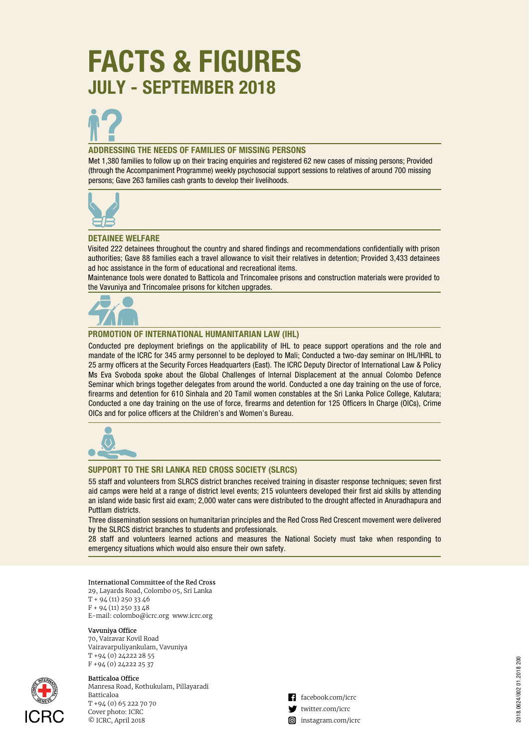# FACTS & FIGURES
## JULY - SEPTEMBER 2018

### ADDRESSING THE NEEDS OF FAMILIES OF MISSING PERSONS

Met 1,380 families to follow up on their tracing enquiries and registered 62 new cases of missing persons; Provided (through the Accompaniment Programme) weekly psychosocial support sessions to relatives of around 700 missing persons; Gave 263 families cash grants to develop their livelihoods.

### DETAINEE WELFARE

Visited 222 detainees throughout the country and shared findings and recommendations confidentially with prison authorities; Gave 88 families each a travel allowance to visit their relatives in detention; Provided 3,433 detainees ad hoc assistance in the form of educational and recreational items.

Maintenance tools were donated to Batticola and Trincomalee prisons and construction materials were provided to the Vavuniya and Trincomalee prisons for kitchen upgrades.

### PROMOTION OF INTERNATIONAL HUMANITARIAN LAW (IHL)

Conducted pre deployment briefings on the applicability of IHL to peace support operations and the role and mandate of the ICRC for 345 army personnel to be deployed to Mali; Conducted a two-day seminar on IHL/IHRL to 25 army officers at the Security Forces Headquarters (East). The ICRC Deputy Director of International Law & Policy Ms Eva Svoboda spoke about the Global Challenges of Internal Displacement at the annual Colombo Defence Seminar which brings together delegates from around the world. Conducted a one day training on the use of force, firearms and detention for 610 Sinhala and 20 Tamil women constables at the Sri Lanka Police College, Kalutara; Conducted a one day training on the use of force, firearms and detention for 125 Officers In Charge (OICs), Crime OICs and for police officers at the Children's and Women's Bureau.

### SUPPORT TO THE SRI LANKA RED CROSS SOCIETY (SLRCS)

55 staff and volunteers from SLRCS district branches received training in disaster response techniques; seven first aid camps were held at a range of district level events; 215 volunteers developed their first aid skills by attending an island wide basic first aid exam; 2,000 water cans were distributed to the drought affected in Anuradhapura and Puttlam districts.

Three dissemination sessions on humanitarian principles and the Red Cross Red Crescent movement were delivered by the SLRCS district branches to students and professionals.

28 staff and volunteers learned actions and measures the National Society must take when responding to emergency situations which would also ensure their own safety.

---

International Committee of the Red Cross
29, Layards Road, Colombo 05, Sri Lanka
T + 94 (11) 250 33 46
F + 94 (11) 250 33 48
E-mail: colombo@icrc.org www.icrc.org

Vavuniya Office
70, Vairavar Kovil Road
Vairavarpuliyankulam, Vavuniya
T +94 (0) 24222 28 55
F +94 (0) 24222 25 37

Batticaloa Office
Manresa Road, Kothukulam, Pillayaradi
Batticaloa
T +94 (0) 65 222 70 70
Cover photo: ICRC
© ICRC, April 2018

ICRC

facebook.com/icrc
twitter.com/icrc
instagram.com/icrc

2018.0624/002 01.2018 200